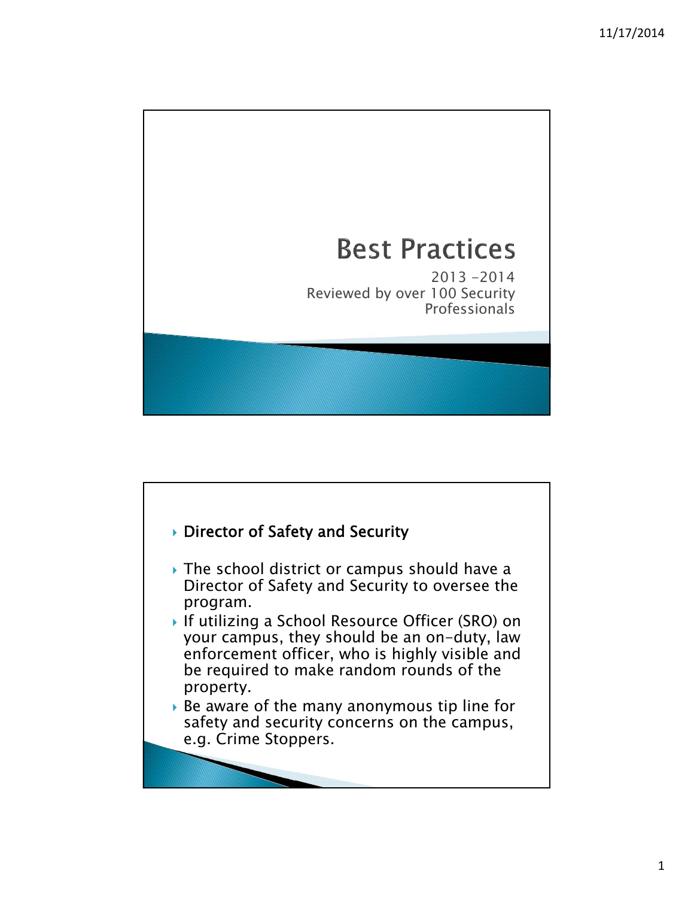# Best Practices

2013 -2014
Reviewed by over 100 Security Professionals

---

- **Director of Safety and Security**

- The school district or campus should have a Director of Safety and Security to oversee the program.
- If utilizing a School Resource Officer (SRO) on your campus, they should be an on-duty, law enforcement officer, who is highly visible and be required to make random rounds of the property.
- Be aware of the many anonymous tip line for safety and security concerns on the campus, e.g. Crime Stoppers.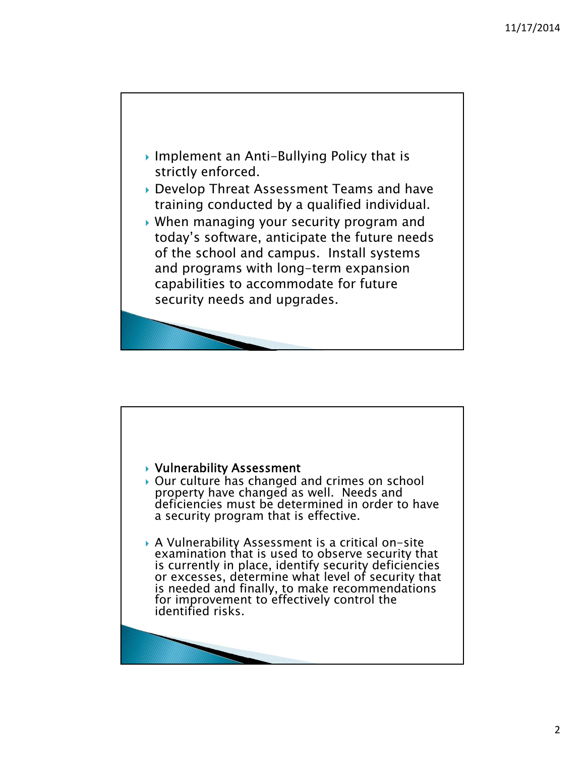- Implement an Anti-Bullying Policy that is strictly enforced.
- Develop Threat Assessment Teams and have training conducted by a qualified individual.
- When managing your security program and today's software, anticipate the future needs of the school and campus. Install systems and programs with long-term expansion capabilities to accommodate for future security needs and upgrades.

---

- **Vulnerability Assessment**
- Our culture has changed and crimes on school property have changed as well. Needs and deficiencies must be determined in order to have a security program that is effective.
- A Vulnerability Assessment is a critical on-site examination that is used to observe security that is currently in place, identify security deficiencies or excesses, determine what level of security that is needed and finally, to make recommendations for improvement to effectively control the identified risks.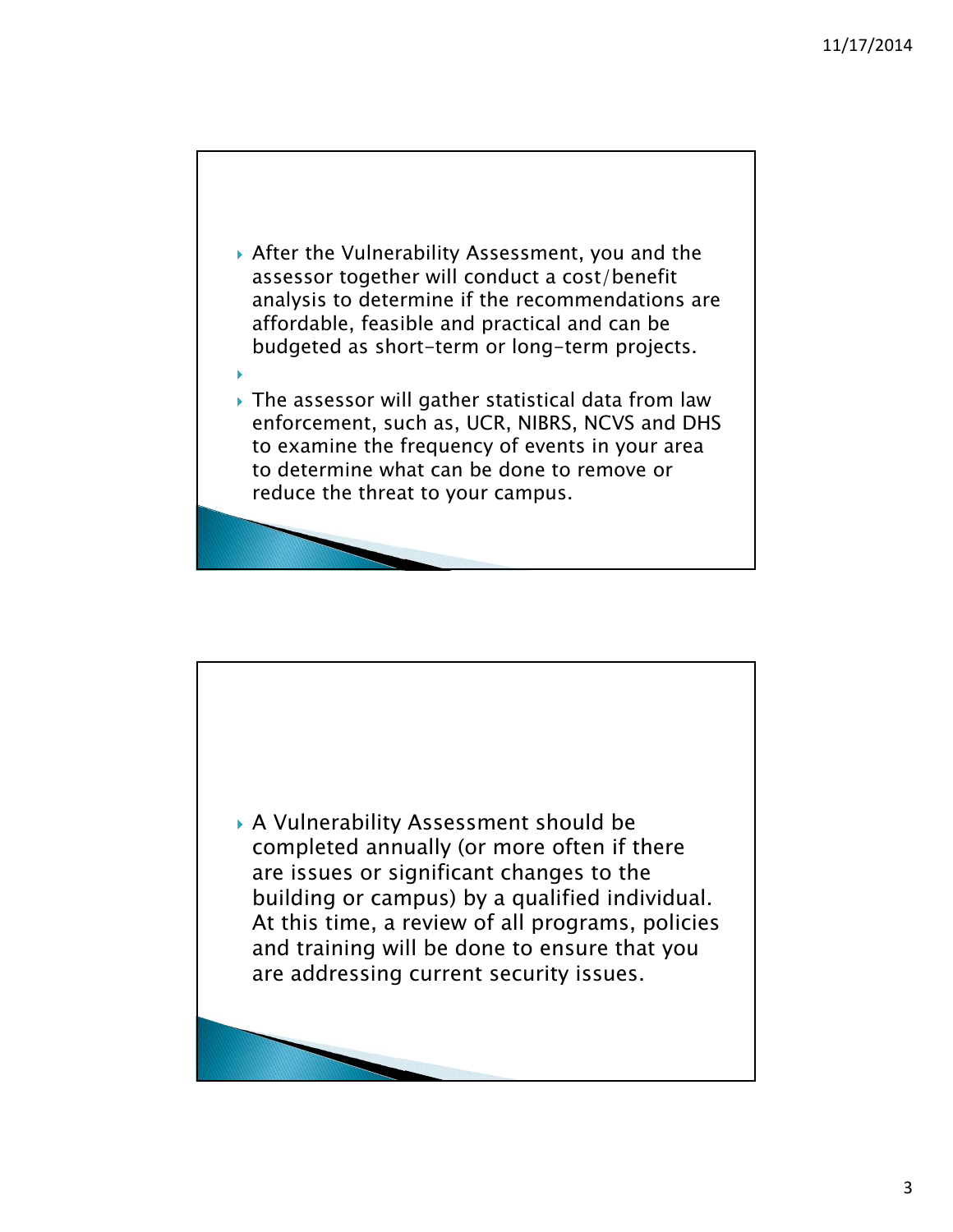- After the Vulnerability Assessment, you and the assessor together will conduct a cost/benefit analysis to determine if the recommendations are affordable, feasible and practical and can be budgeted as short-term or long-term projects.
- 
- The assessor will gather statistical data from law enforcement, such as, UCR, NIBRS, NCVS and DHS to examine the frequency of events in your area to determine what can be done to remove or reduce the threat to your campus.

- A Vulnerability Assessment should be completed annually (or more often if there are issues or significant changes to the building or campus) by a qualified individual. At this time, a review of all programs, policies and training will be done to ensure that you are addressing current security issues.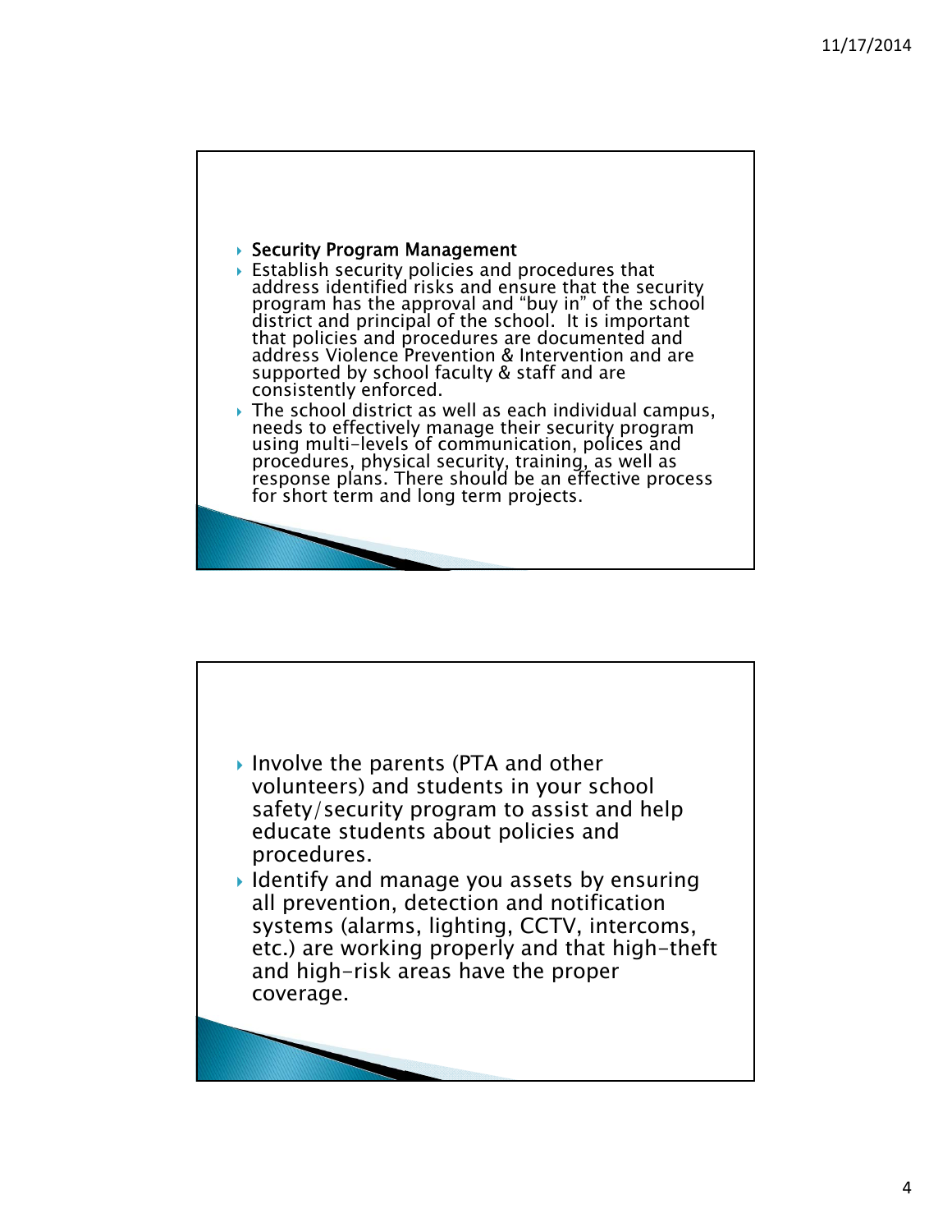- **Security Program Management**
- Establish security policies and procedures that address identified risks and ensure that the security program has the approval and “buy in” of the school district and principal of the school. It is important that policies and procedures are documented and address Violence Prevention & Intervention and are supported by school faculty & staff and are consistently enforced.
- The school district as well as each individual campus, needs to effectively manage their security program using multi-levels of communication, polices and procedures, physical security, training, as well as response plans. There should be an effective process for short term and long term projects.

---

- Involve the parents (PTA and other volunteers) and students in your school safety/security program to assist and help educate students about policies and procedures.
- Identify and manage you assets by ensuring all prevention, detection and notification systems (alarms, lighting, CCTV, intercoms, etc.) are working properly and that high-theft and high-risk areas have the proper coverage.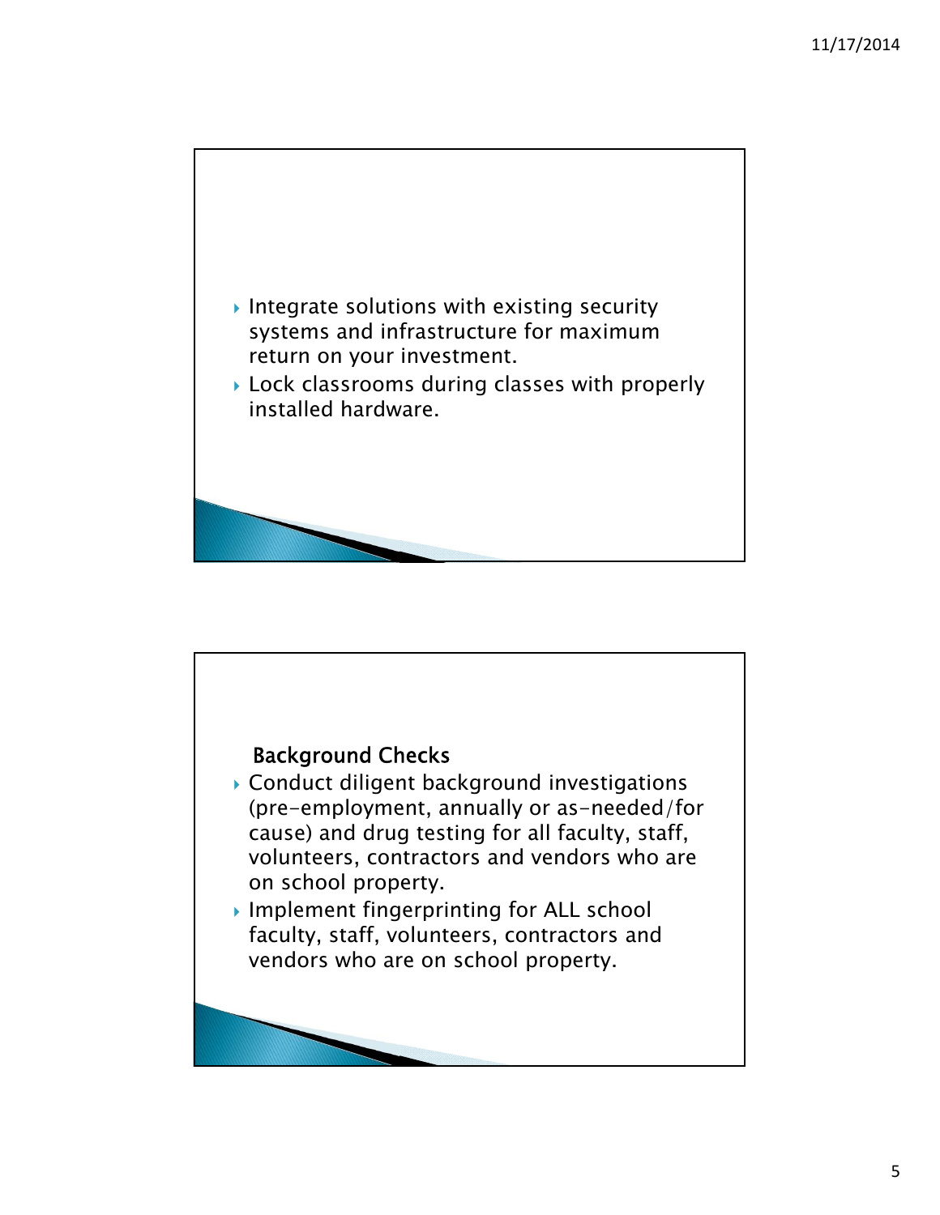- Integrate solutions with existing security systems and infrastructure for maximum return on your investment.
- Lock classrooms during classes with properly installed hardware.

**Background Checks**

- Conduct diligent background investigations (pre-employment, annually or as-needed/for cause) and drug testing for all faculty, staff, volunteers, contractors and vendors who are on school property.
- Implement fingerprinting for ALL school faculty, staff, volunteers, contractors and vendors who are on school property.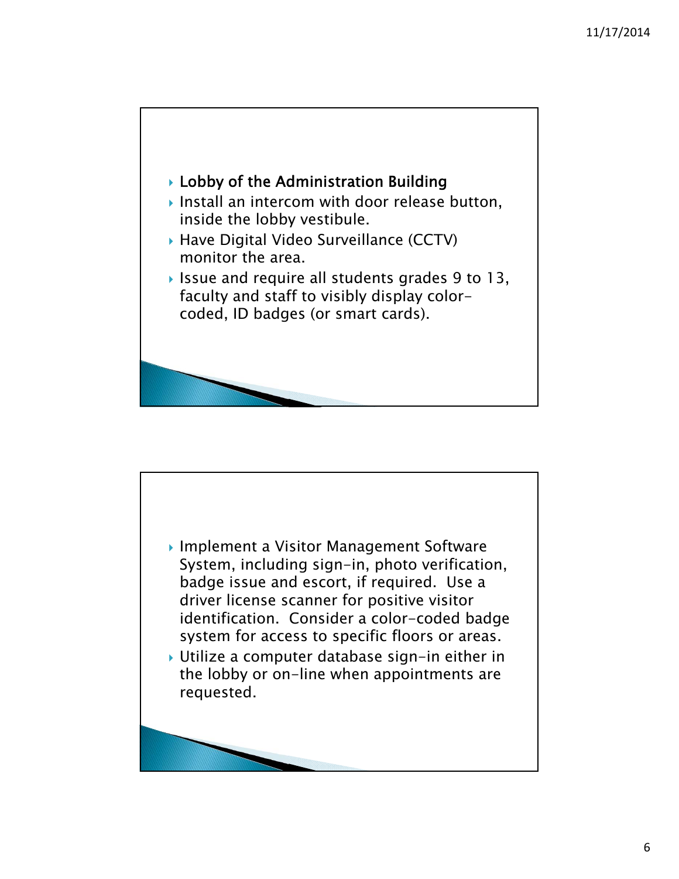- Lobby of the Administration Building
- Install an intercom with door release button, inside the lobby vestibule.
- Have Digital Video Surveillance (CCTV) monitor the area.
- Issue and require all students grades 9 to 13, faculty and staff to visibly display color-coded, ID badges (or smart cards).

- Implement a Visitor Management Software System, including sign-in, photo verification, badge issue and escort, if required. Use a driver license scanner for positive visitor identification. Consider a color-coded badge system for access to specific floors or areas.
- Utilize a computer database sign-in either in the lobby or on-line when appointments are requested.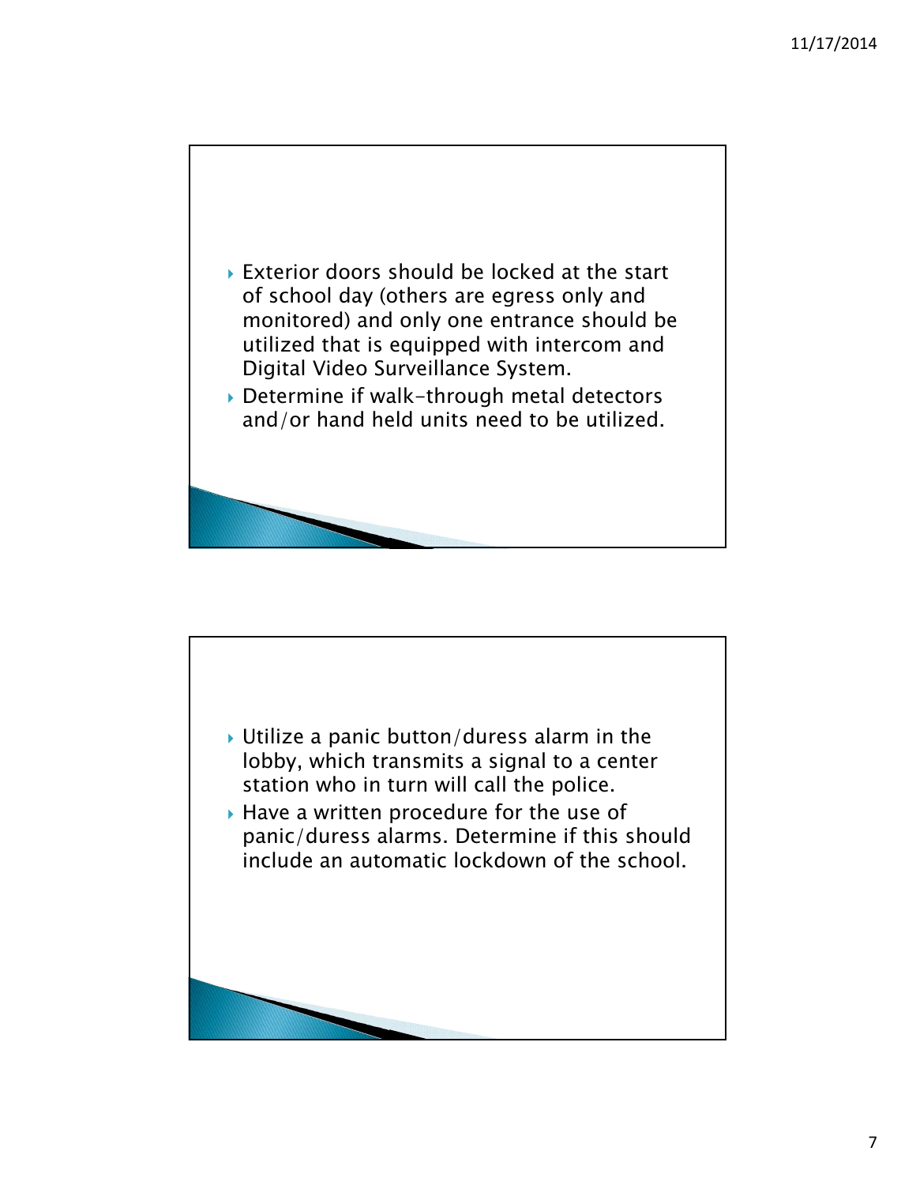- Exterior doors should be locked at the start of school day (others are egress only and monitored) and only one entrance should be utilized that is equipped with intercom and Digital Video Surveillance System.
- Determine if walk-through metal detectors and/or hand held units need to be utilized.

- Utilize a panic button/duress alarm in the lobby, which transmits a signal to a center station who in turn will call the police.
- Have a written procedure for the use of panic/duress alarms. Determine if this should include an automatic lockdown of the school.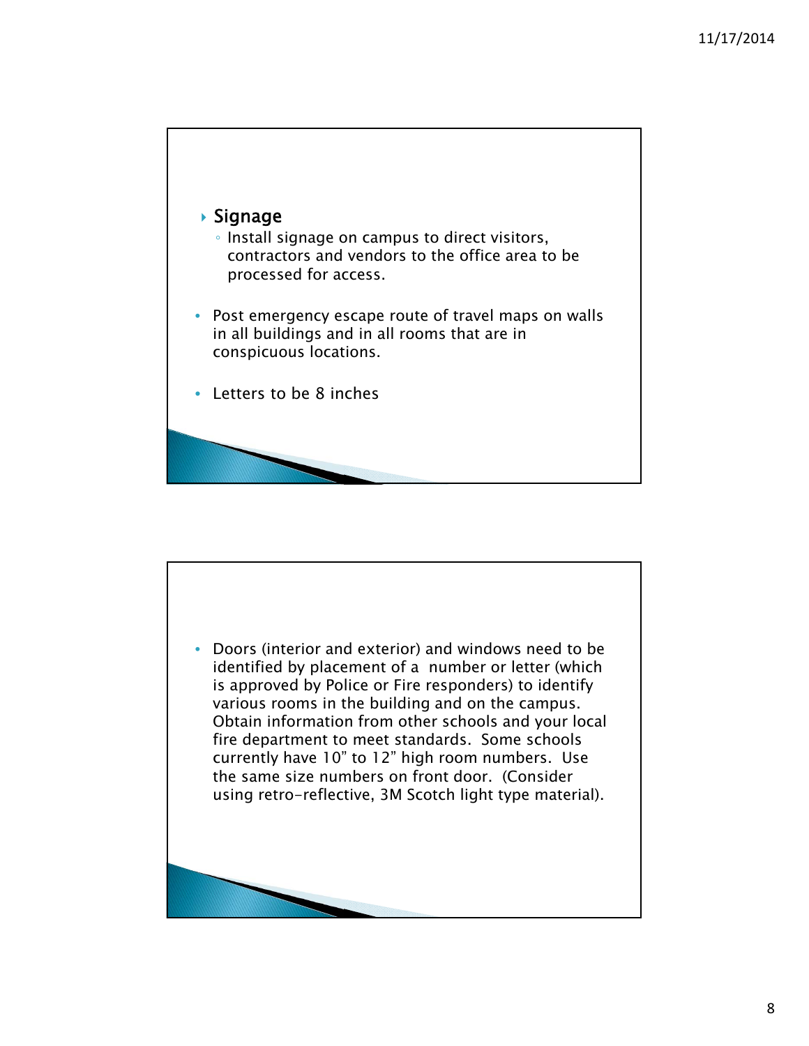- **Signage**
  - Install signage on campus to direct visitors, contractors and vendors to the office area to be processed for access.

- Post emergency escape route of travel maps on walls in all buildings and in all rooms that are in conspicuous locations.

- Letters to be 8 inches

- Doors (interior and exterior) and windows need to be identified by placement of a number or letter (which is approved by Police or Fire responders) to identify various rooms in the building and on the campus. Obtain information from other schools and your local fire department to meet standards. Some schools currently have 10" to 12" high room numbers. Use the same size numbers on front door. (Consider using retro-reflective, 3M Scotch light type material).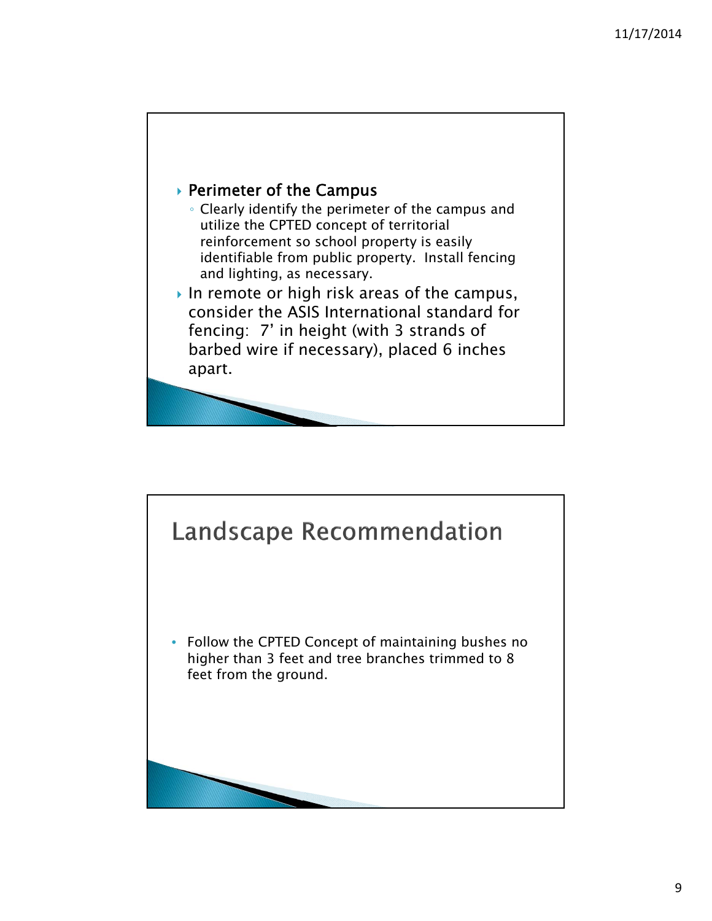- **Perimeter of the Campus**
  - Clearly identify the perimeter of the campus and utilize the CPTED concept of territorial reinforcement so school property is easily identifiable from public property. Install fencing and lighting, as necessary.
- In remote or high risk areas of the campus, consider the ASIS International standard for fencing: 7' in height (with 3 strands of barbed wire if necessary), placed 6 inches apart.

## Landscape Recommendation

- Follow the CPTED Concept of maintaining bushes no higher than 3 feet and tree branches trimmed to 8 feet from the ground.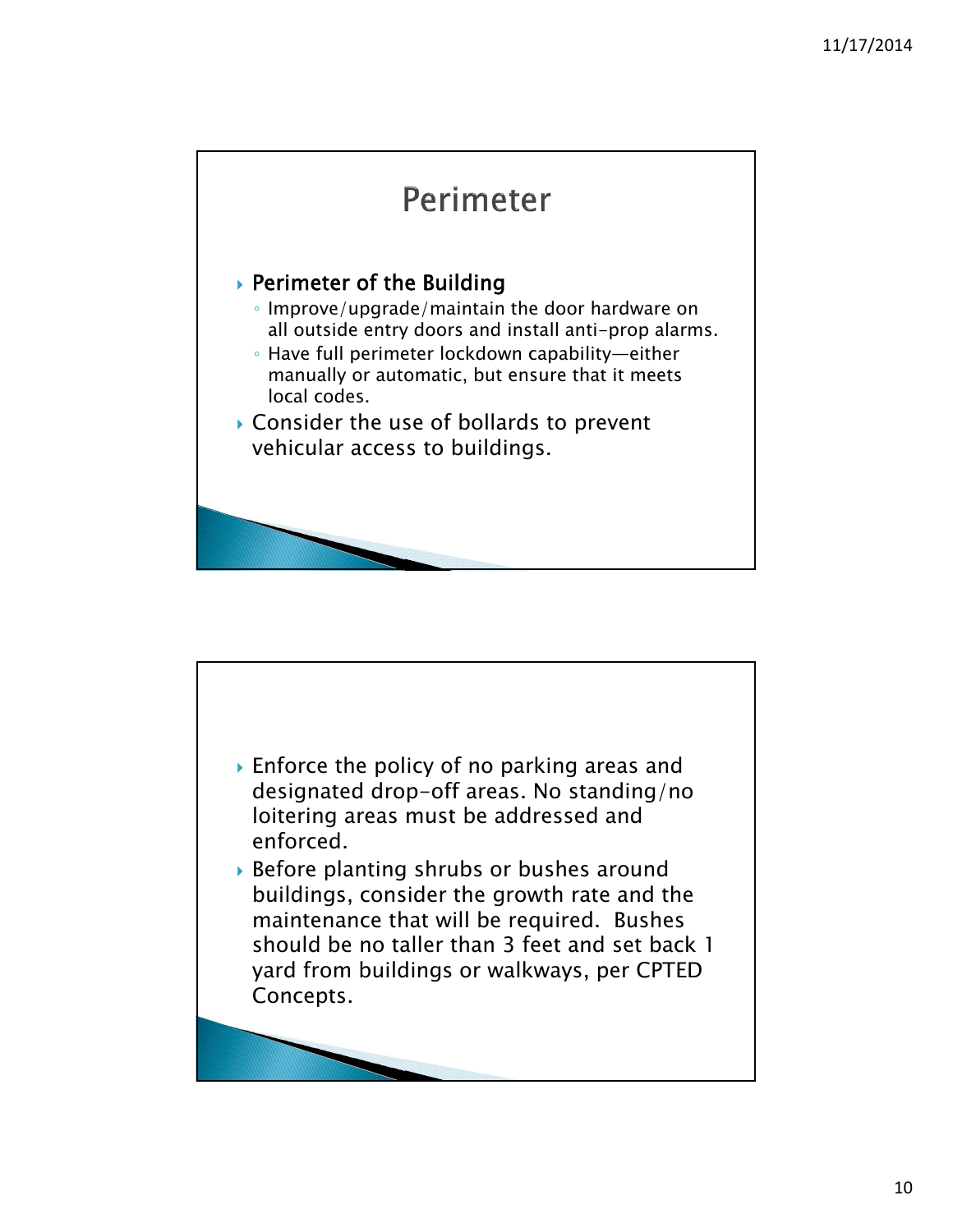# Perimeter

- **Perimeter of the Building**
  - Improve/upgrade/maintain the door hardware on all outside entry doors and install anti-prop alarms.
  - Have full perimeter lockdown capability—either manually or automatic, but ensure that it meets local codes.
- Consider the use of bollards to prevent vehicular access to buildings.

---

- Enforce the policy of no parking areas and designated drop-off areas. No standing/no loitering areas must be addressed and enforced.
- Before planting shrubs or bushes around buildings, consider the growth rate and the maintenance that will be required. Bushes should be no taller than 3 feet and set back 1 yard from buildings or walkways, per CPTED Concepts.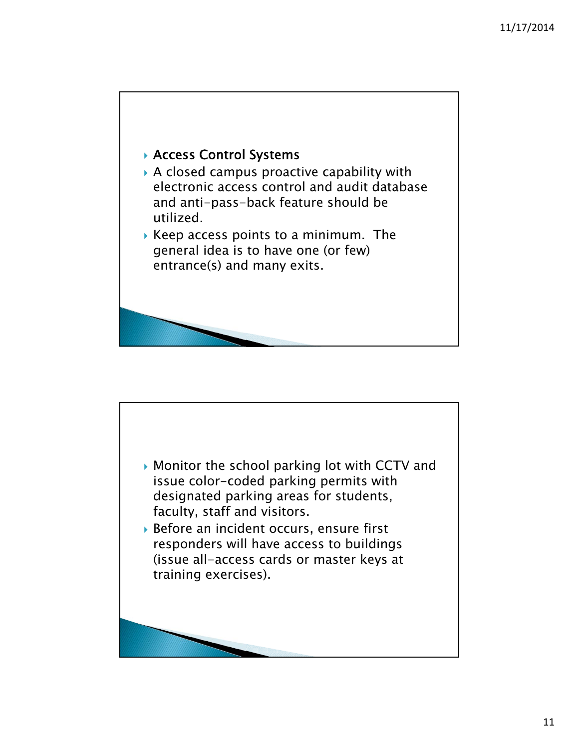- Access Control Systems
- A closed campus proactive capability with electronic access control and audit database and anti-pass-back feature should be utilized.
- Keep access points to a minimum. The general idea is to have one (or few) entrance(s) and many exits.

- Monitor the school parking lot with CCTV and issue color-coded parking permits with designated parking areas for students, faculty, staff and visitors.
- Before an incident occurs, ensure first responders will have access to buildings (issue all-access cards or master keys at training exercises).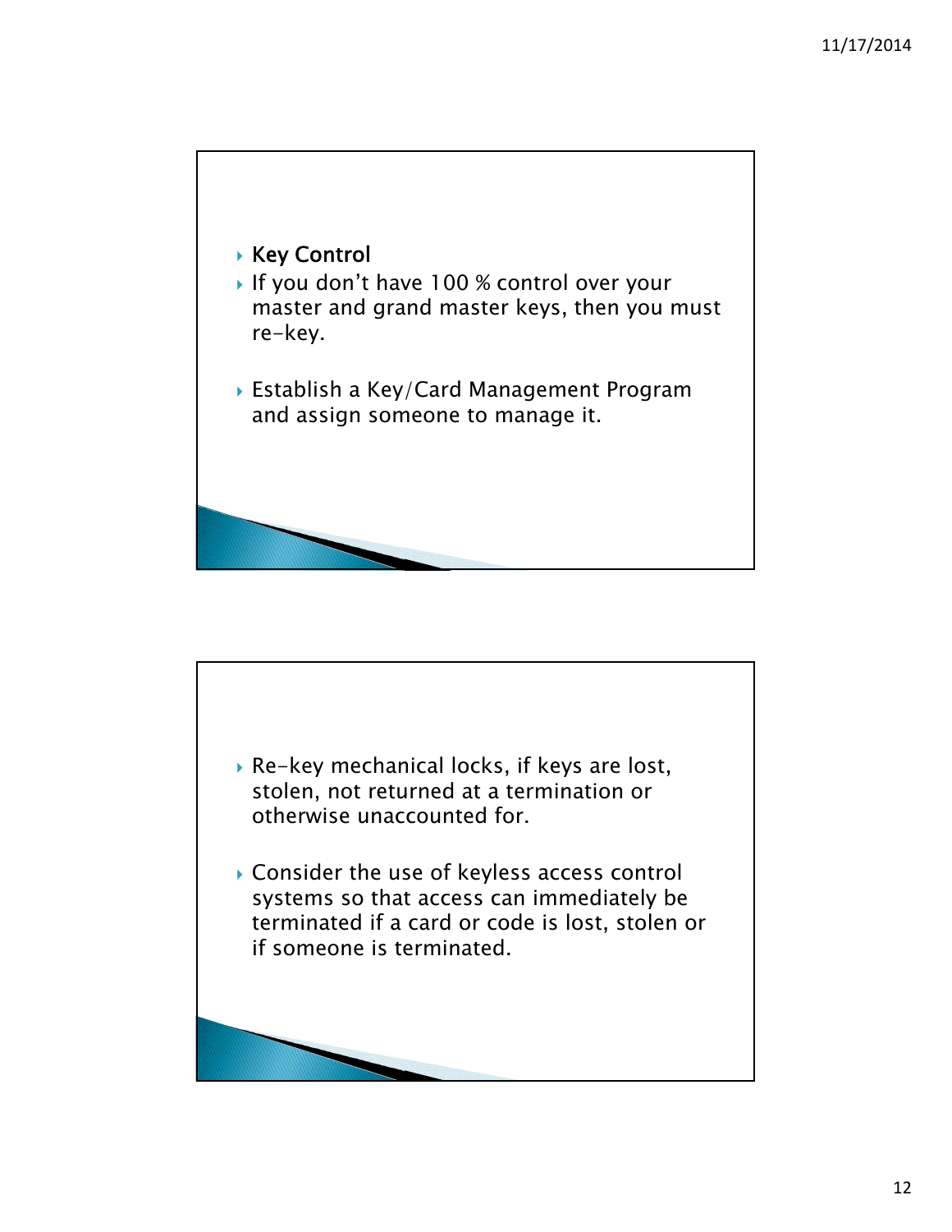- Key Control
- If you don't have 100 % control over your master and grand master keys, then you must re-key.
- Establish a Key/Card Management Program and assign someone to manage it.

- Re-key mechanical locks, if keys are lost, stolen, not returned at a termination or otherwise unaccounted for.
- Consider the use of keyless access control systems so that access can immediately be terminated if a card or code is lost, stolen or if someone is terminated.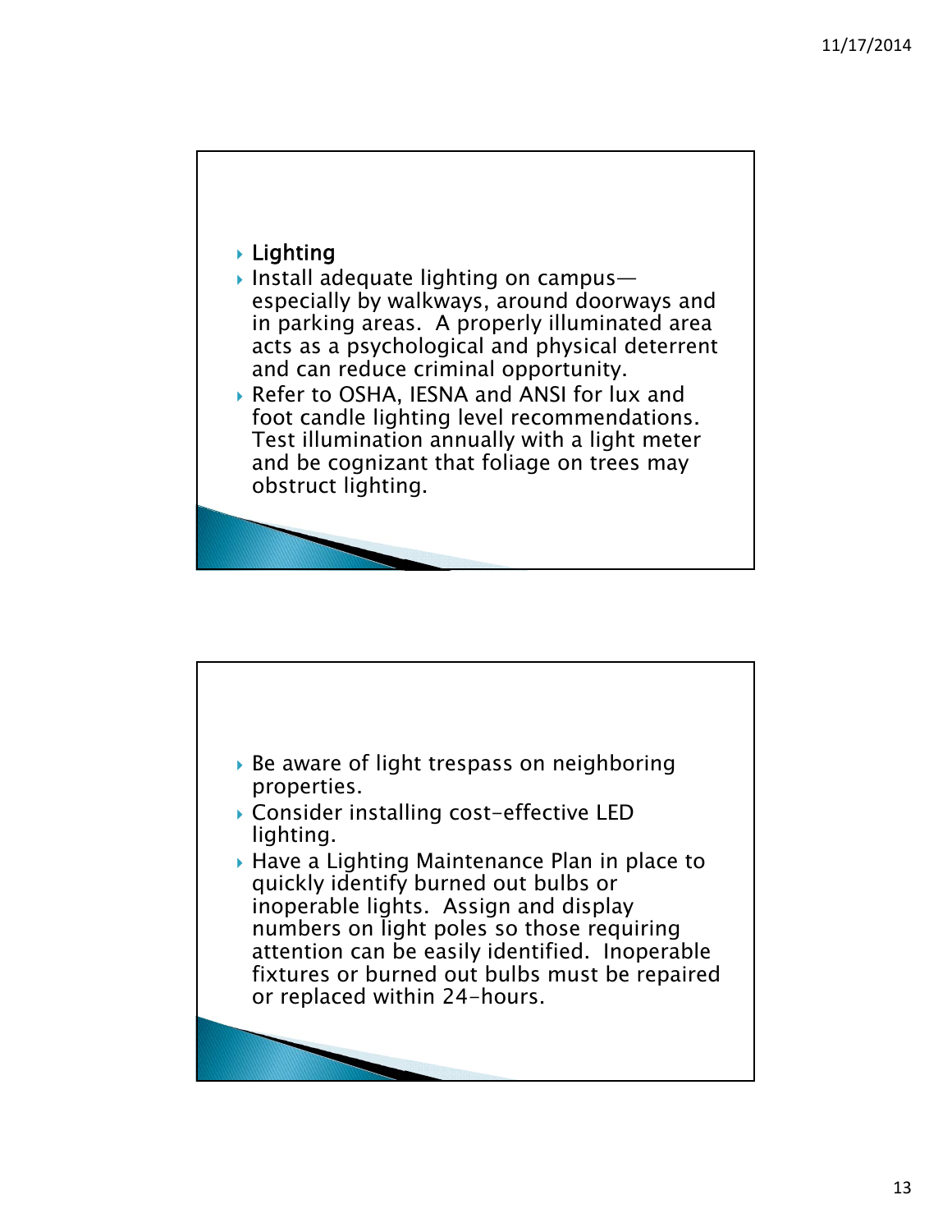- **Lighting**
- Install adequate lighting on campus—especially by walkways, around doorways and in parking areas. A properly illuminated area acts as a psychological and physical deterrent and can reduce criminal opportunity.
- Refer to OSHA, IESNA and ANSI for lux and foot candle lighting level recommendations. Test illumination annually with a light meter and be cognizant that foliage on trees may obstruct lighting.

---

- Be aware of light trespass on neighboring properties.
- Consider installing cost-effective LED lighting.
- Have a Lighting Maintenance Plan in place to quickly identify burned out bulbs or inoperable lights. Assign and display numbers on light poles so those requiring attention can be easily identified. Inoperable fixtures or burned out bulbs must be repaired or replaced within 24-hours.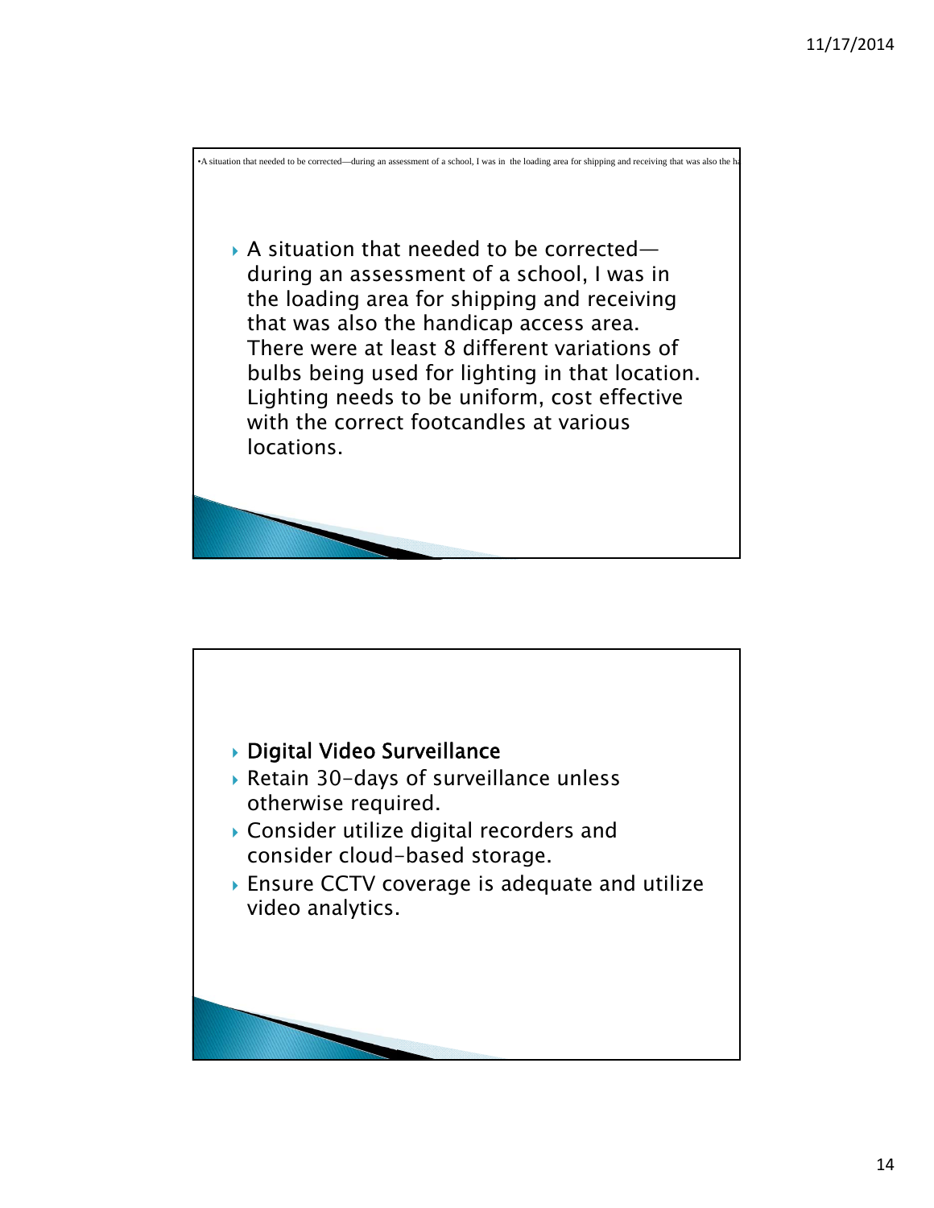•A situation that needed to be corrected—during an assessment of a school, I was in the loading area for shipping and receiving that was also the ha

- A situation that needed to be corrected—during an assessment of a school, I was in the loading area for shipping and receiving that was also the handicap access area. There were at least 8 different variations of bulbs being used for lighting in that location. Lighting needs to be uniform, cost effective with the correct footcandles at various locations.

---

- **Digital Video Surveillance**
- Retain 30-days of surveillance unless otherwise required.
- Consider utilize digital recorders and consider cloud-based storage.
- Ensure CCTV coverage is adequate and utilize video analytics.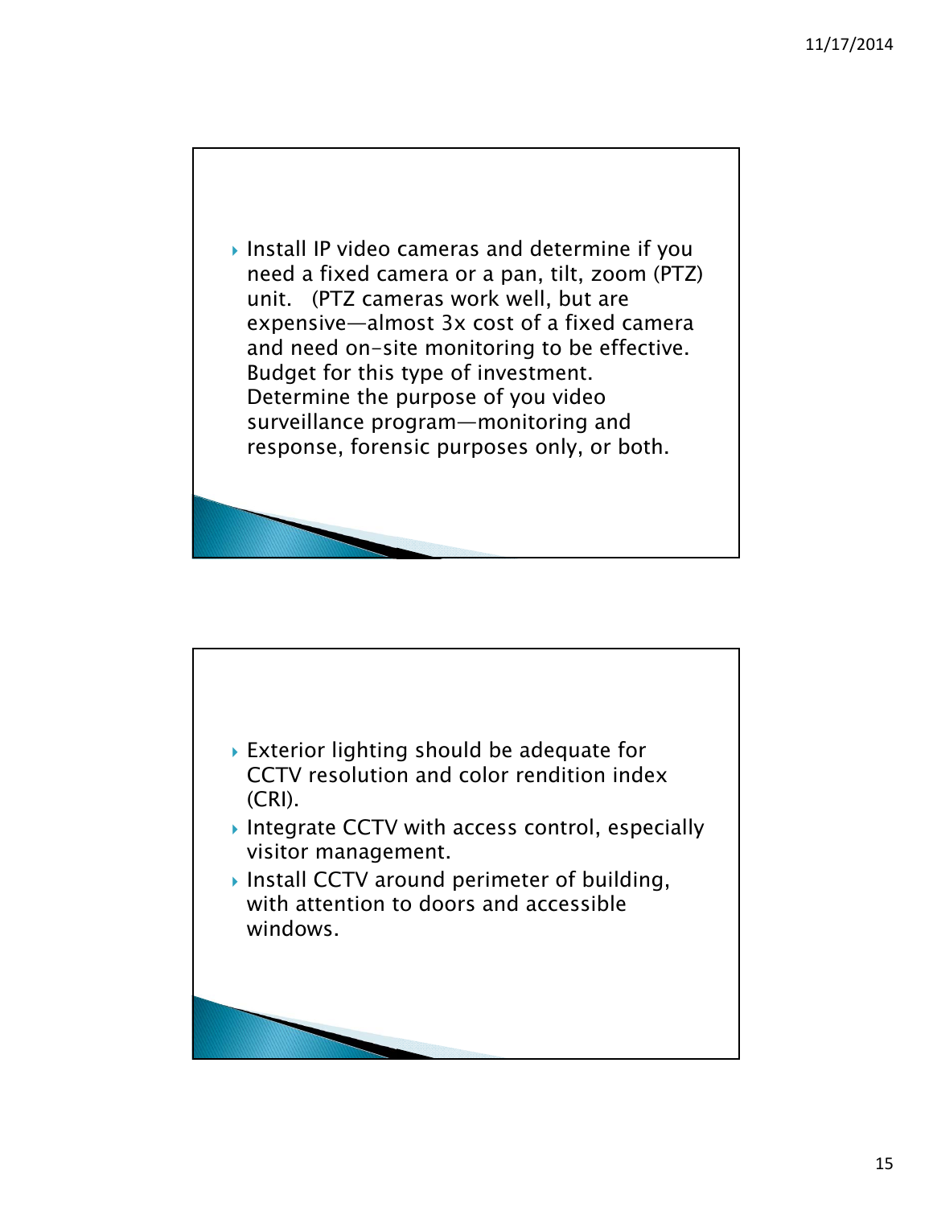- Install IP video cameras and determine if you need a fixed camera or a pan, tilt, zoom (PTZ) unit. (PTZ cameras work well, but are expensive—almost 3x cost of a fixed camera and need on-site monitoring to be effective. Budget for this type of investment. Determine the purpose of you video surveillance program—monitoring and response, forensic purposes only, or both.

---

- Exterior lighting should be adequate for CCTV resolution and color rendition index (CRI).
- Integrate CCTV with access control, especially visitor management.
- Install CCTV around perimeter of building, with attention to doors and accessible windows.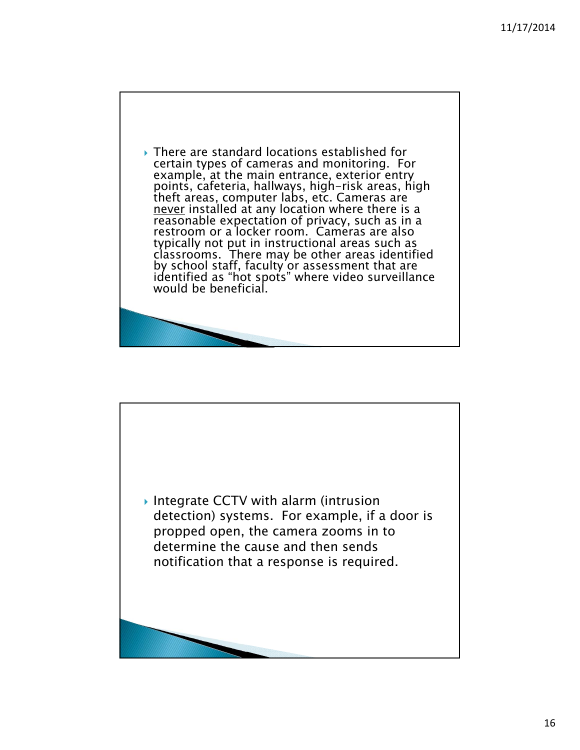- There are standard locations established for certain types of cameras and monitoring. For example, at the main entrance, exterior entry points, cafeteria, hallways, high-risk areas, high theft areas, computer labs, etc. Cameras are <u>never</u> installed at any location where there is a reasonable expectation of privacy, such as in a restroom or a locker room. Cameras are also typically not put in instructional areas such as classrooms. There may be other areas identified by school staff, faculty or assessment that are identified as "hot spots" where video surveillance would be beneficial.

- Integrate CCTV with alarm (intrusion detection) systems. For example, if a door is propped open, the camera zooms in to determine the cause and then sends notification that a response is required.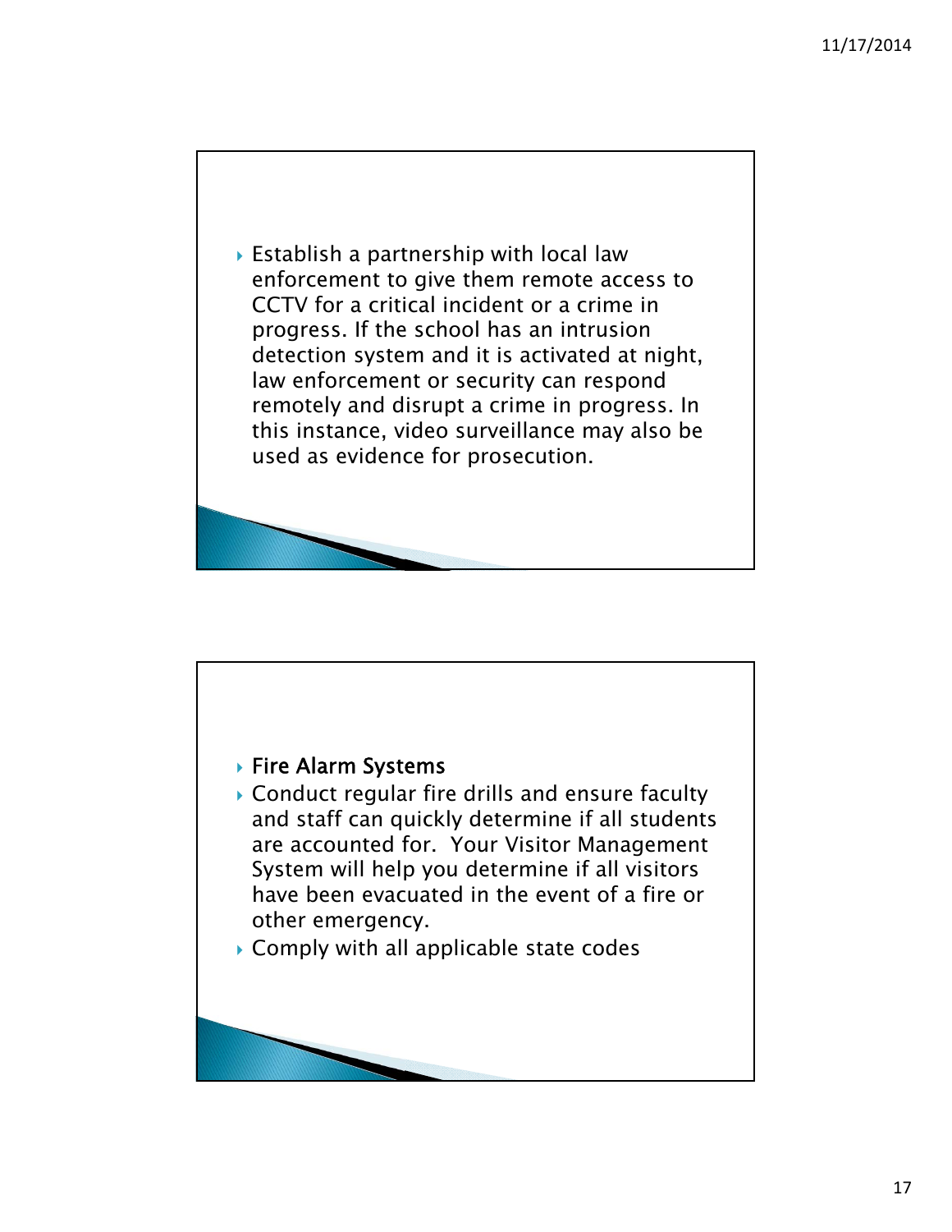- Establish a partnership with local law enforcement to give them remote access to CCTV for a critical incident or a crime in progress. If the school has an intrusion detection system and it is activated at night, law enforcement or security can respond remotely and disrupt a crime in progress. In this instance, video surveillance may also be used as evidence for prosecution.

- Fire Alarm Systems
- Conduct regular fire drills and ensure faculty and staff can quickly determine if all students are accounted for. Your Visitor Management System will help you determine if all visitors have been evacuated in the event of a fire or other emergency.
- Comply with all applicable state codes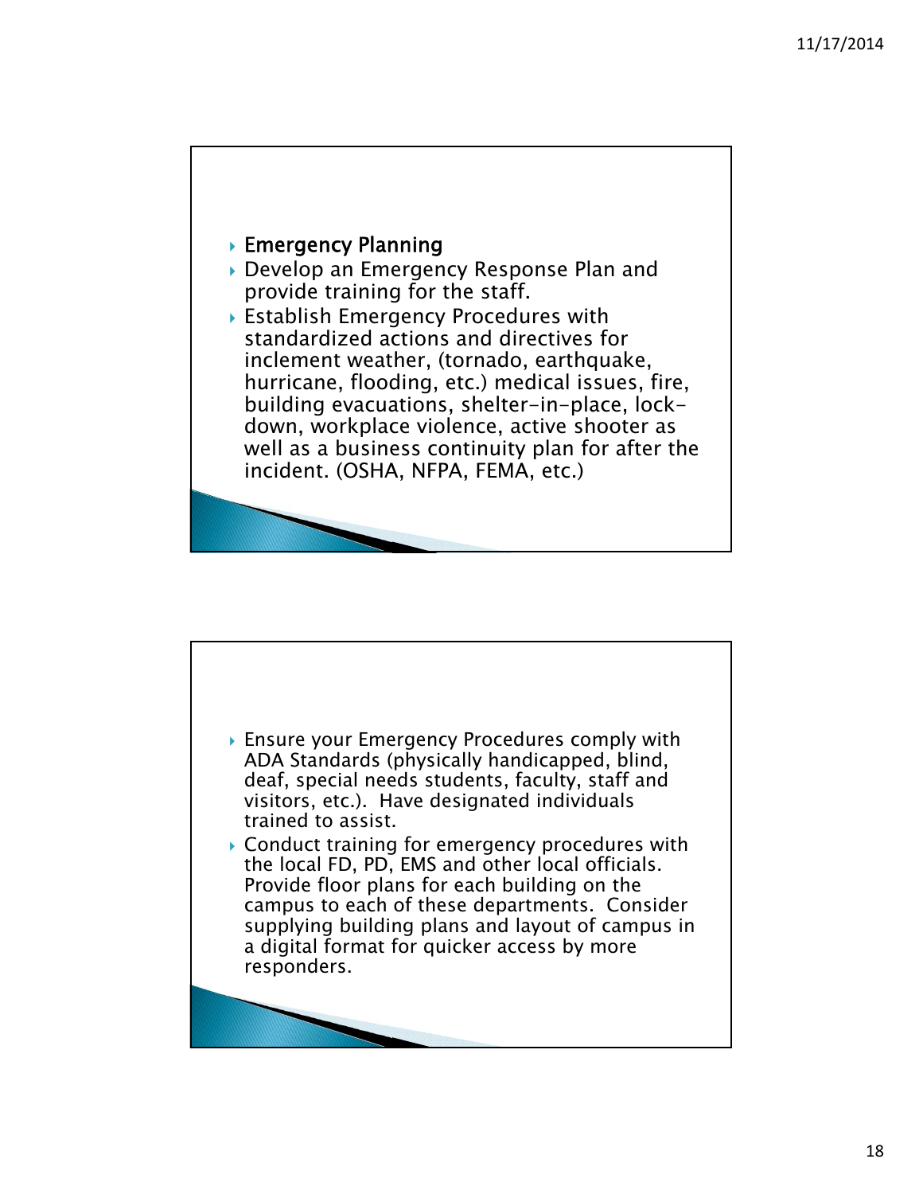- **Emergency Planning**
- Develop an Emergency Response Plan and provide training for the staff.
- Establish Emergency Procedures with standardized actions and directives for inclement weather, (tornado, earthquake, hurricane, flooding, etc.) medical issues, fire, building evacuations, shelter-in-place, lock-down, workplace violence, active shooter as well as a business continuity plan for after the incident. (OSHA, NFPA, FEMA, etc.)

---

- Ensure your Emergency Procedures comply with ADA Standards (physically handicapped, blind, deaf, special needs students, faculty, staff and visitors, etc.). Have designated individuals trained to assist.
- Conduct training for emergency procedures with the local FD, PD, EMS and other local officials. Provide floor plans for each building on the campus to each of these departments. Consider supplying building plans and layout of campus in a digital format for quicker access by more responders.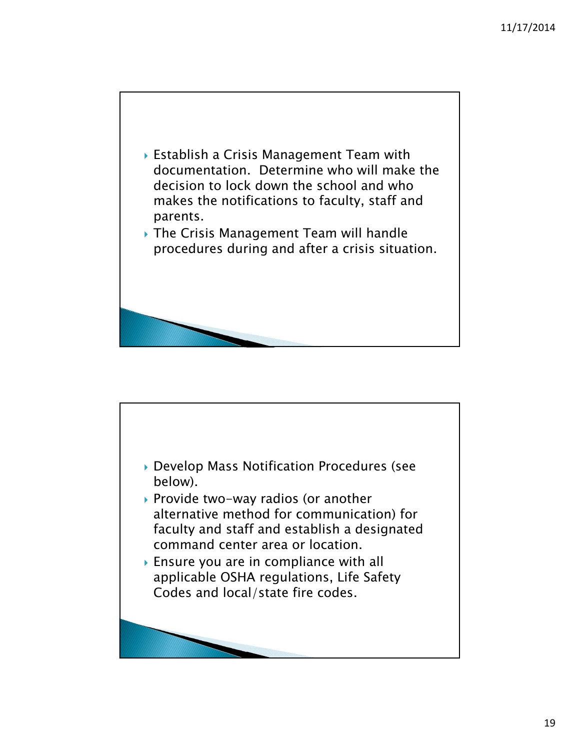- Establish a Crisis Management Team with documentation. Determine who will make the decision to lock down the school and who makes the notifications to faculty, staff and parents.
- The Crisis Management Team will handle procedures during and after a crisis situation.

---

- Develop Mass Notification Procedures (see below).
- Provide two-way radios (or another alternative method for communication) for faculty and staff and establish a designated command center area or location.
- Ensure you are in compliance with all applicable OSHA regulations, Life Safety Codes and local/state fire codes.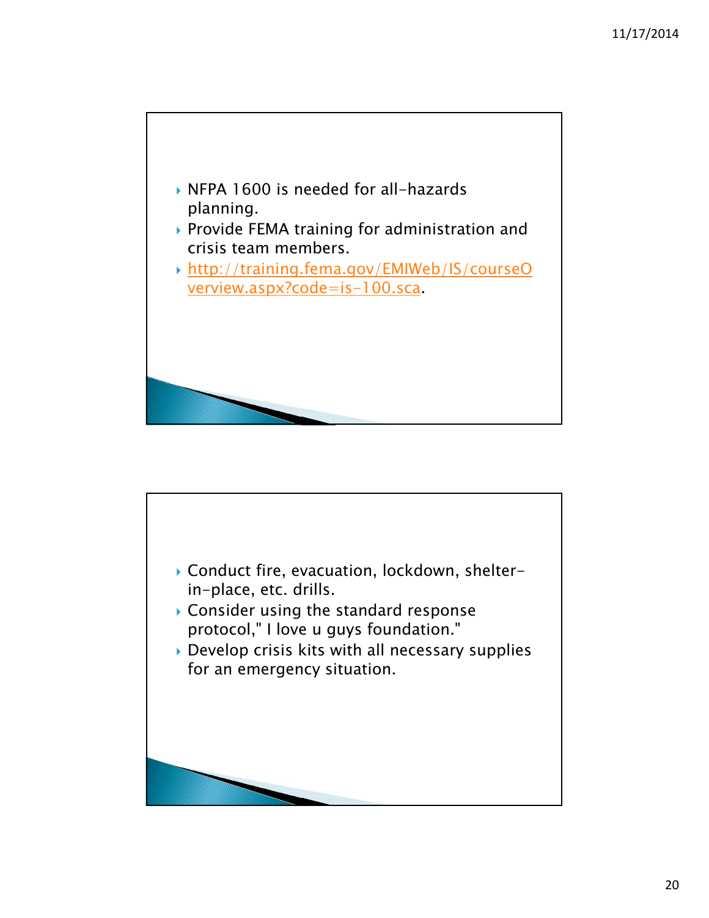- NFPA 1600 is needed for all-hazards planning.
- Provide FEMA training for administration and crisis team members.
- http://training.fema.gov/EMIWeb/IS/courseOverview.aspx?code=is-100.sca.

- Conduct fire, evacuation, lockdown, shelter-in-place, etc. drills.
- Consider using the standard response protocol," I love u guys foundation."
- Develop crisis kits with all necessary supplies for an emergency situation.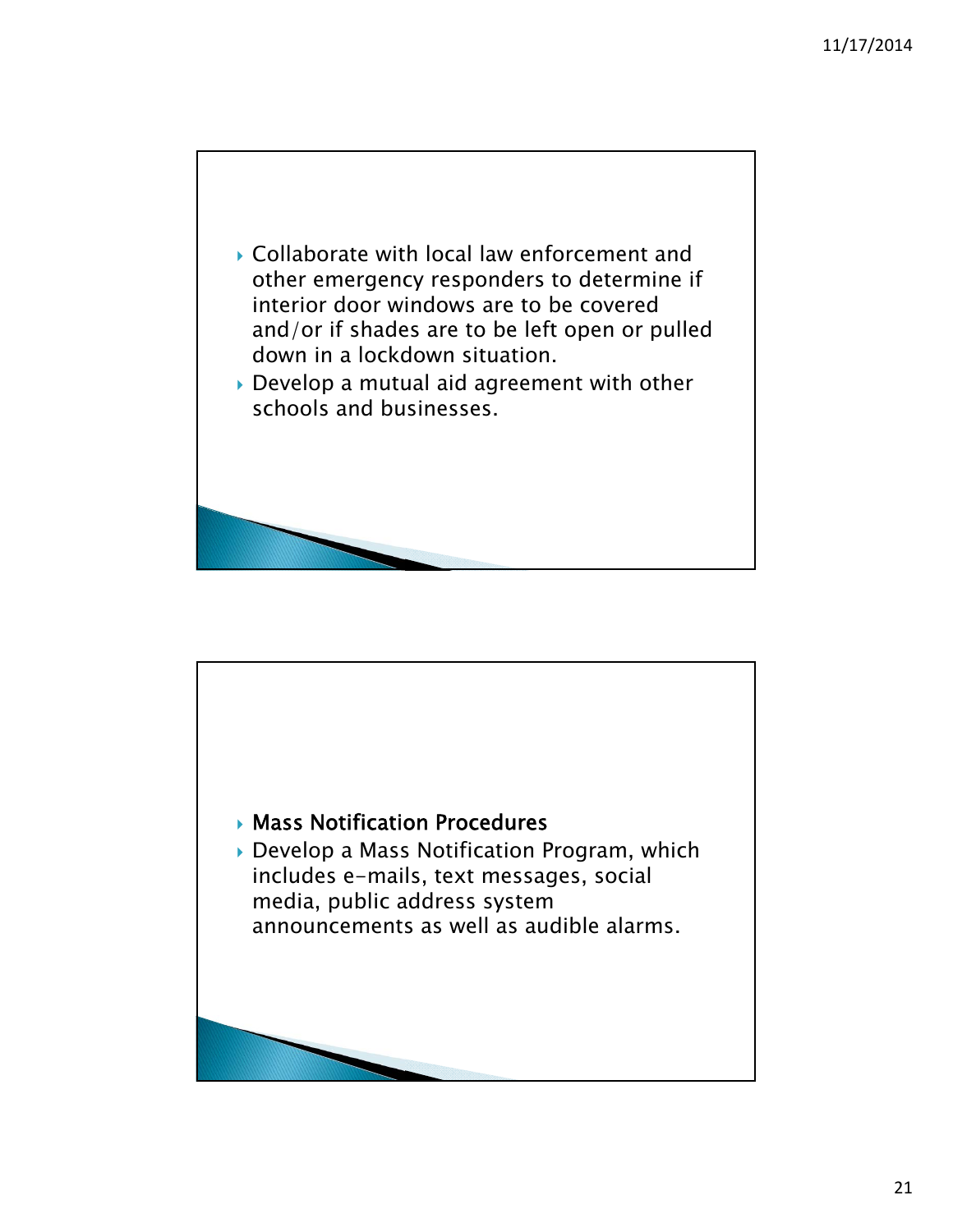- Collaborate with local law enforcement and other emergency responders to determine if interior door windows are to be covered and/or if shades are to be left open or pulled down in a lockdown situation.
- Develop a mutual aid agreement with other schools and businesses.

- Mass Notification Procedures
- Develop a Mass Notification Program, which includes e-mails, text messages, social media, public address system announcements as well as audible alarms.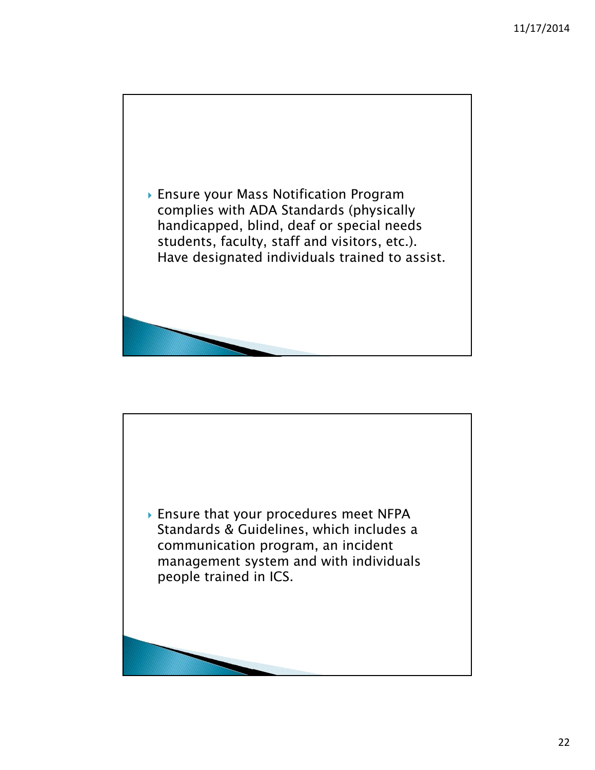- Ensure your Mass Notification Program complies with ADA Standards (physically handicapped, blind, deaf or special needs students, faculty, staff and visitors, etc.). Have designated individuals trained to assist.

- Ensure that your procedures meet NFPA Standards & Guidelines, which includes a communication program, an incident management system and with individuals people trained in ICS.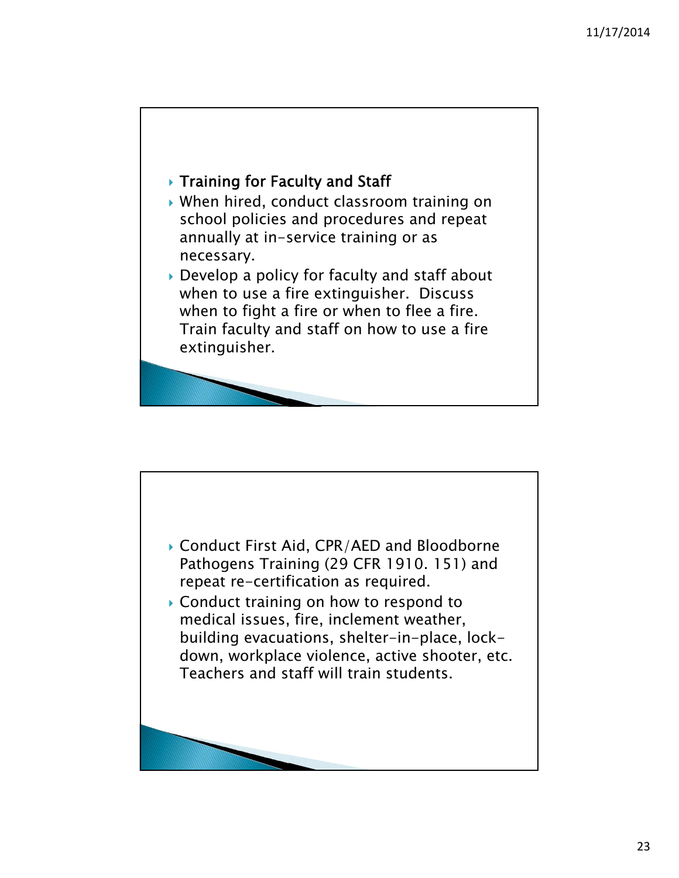- **Training for Faculty and Staff**
- When hired, conduct classroom training on school policies and procedures and repeat annually at in-service training or as necessary.
- Develop a policy for faculty and staff about when to use a fire extinguisher. Discuss when to fight a fire or when to flee a fire. Train faculty and staff on how to use a fire extinguisher.

- Conduct First Aid, CPR/AED and Bloodborne Pathogens Training (29 CFR 1910. 151) and repeat re-certification as required.
- Conduct training on how to respond to medical issues, fire, inclement weather, building evacuations, shelter-in-place, lock-down, workplace violence, active shooter, etc. Teachers and staff will train students.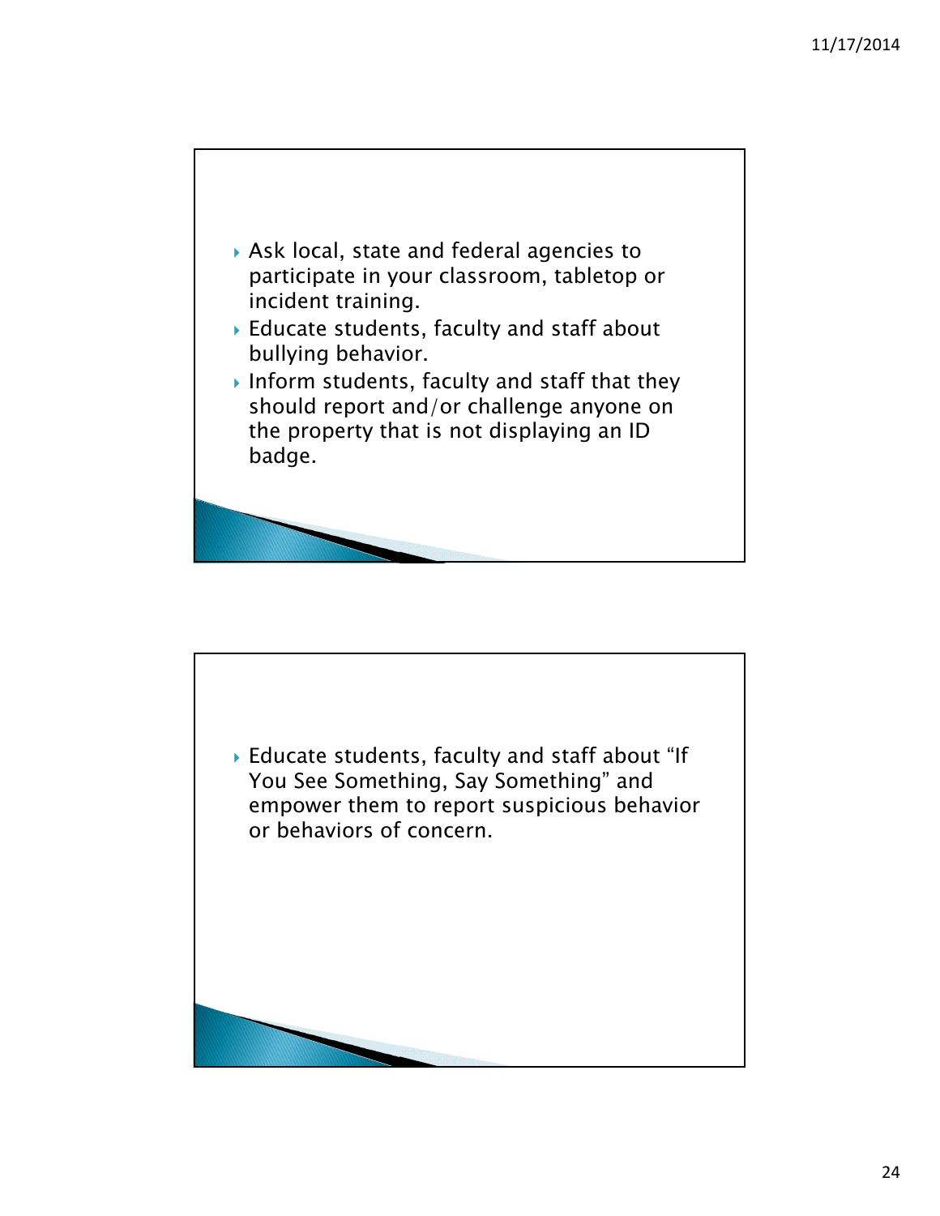- Ask local, state and federal agencies to participate in your classroom, tabletop or incident training.
- Educate students, faculty and staff about bullying behavior.
- Inform students, faculty and staff that they should report and/or challenge anyone on the property that is not displaying an ID badge.

- Educate students, faculty and staff about “If You See Something, Say Something” and empower them to report suspicious behavior or behaviors of concern.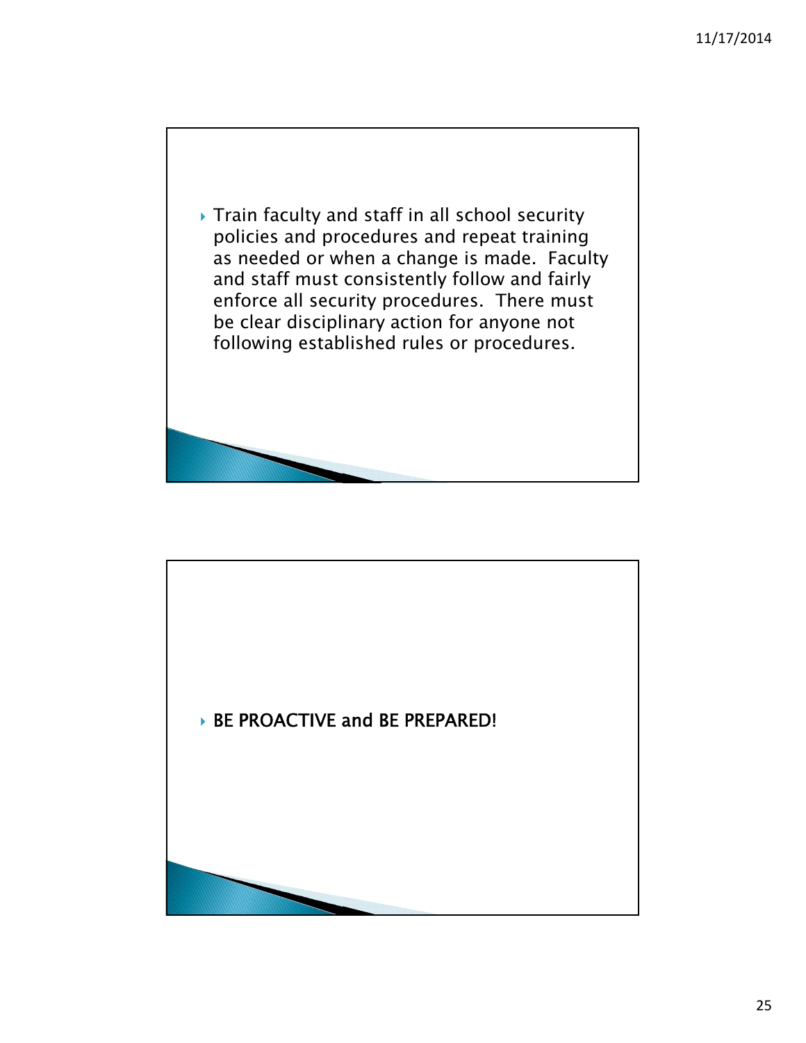- Train faculty and staff in all school security policies and procedures and repeat training as needed or when a change is made. Faculty and staff must consistently follow and fairly enforce all security procedures. There must be clear disciplinary action for anyone not following established rules or procedures.

- BE PROACTIVE and BE PREPARED!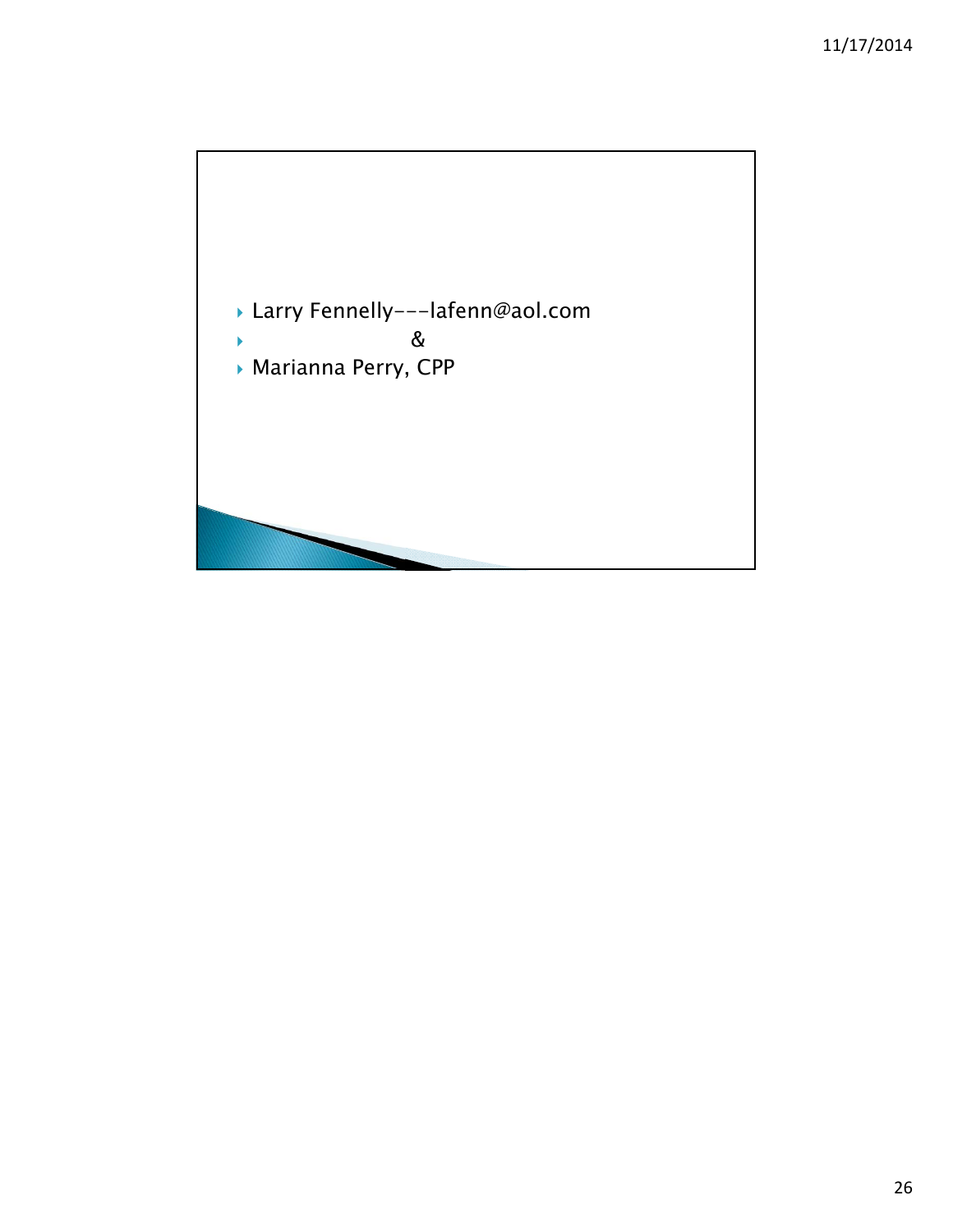- Larry Fennelly---lafenn@aol.com
- &
- Marianna Perry, CPP